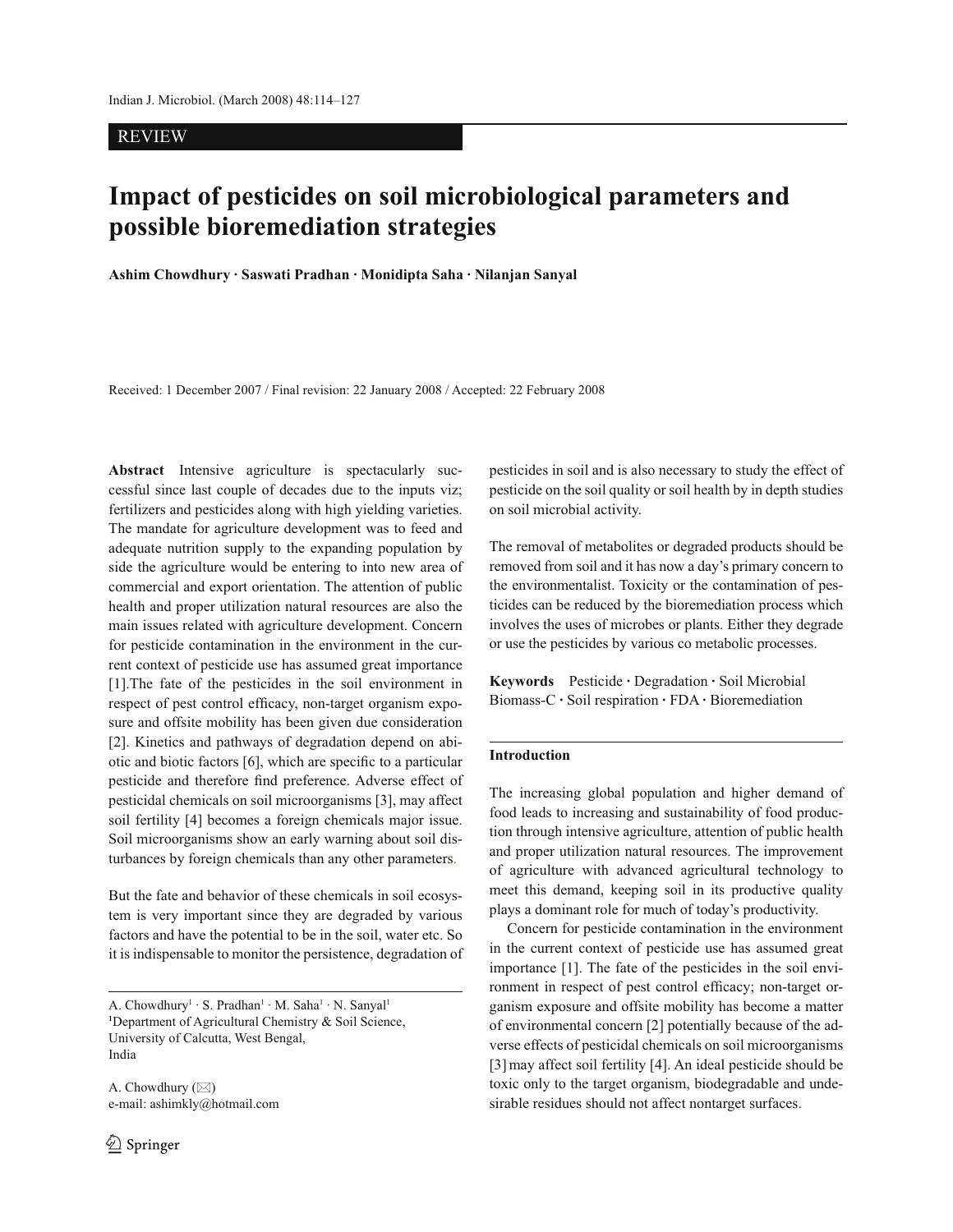REVIEW

# Impact of pesticides on soil microbiological parameters and possible bioremediation strategies

**Ashim Chowdhury · Saswati Pradhan · Monidipta Saha · Nilanjan Sanyal**

Received: 1 December 2007 / Final revision: 22 January 2008 / Accepted: 22 February 2008

**Abstract** Intensive agriculture is spectacularly successful since last couple of decades due to the inputs viz; fertilizers and pesticides along with high yielding varieties. The mandate for agriculture development was to feed and adequate nutrition supply to the expanding population by side the agriculture would be entering to into new area of commercial and export orientation. The attention of public health and proper utilization natural resources are also the main issues related with agriculture development. Concern for pesticide contamination in the environment in the current context of pesticide use has assumed great importance [1].The fate of the pesticides in the soil environment in respect of pest control efficacy, non-target organism exposure and offsite mobility has been given due consideration [2]. Kinetics and pathways of degradation depend on abiotic and biotic factors [6], which are specific to a particular pesticide and therefore find preference. Adverse effect of pesticidal chemicals on soil microorganisms [3], may affect soil fertility [4] becomes a foreign chemicals major issue. Soil microorganisms show an early warning about soil disturbances by foreign chemicals than any other parameters.

But the fate and behavior of these chemicals in soil ecosystem is very important since they are degraded by various factors and have the potential to be in the soil, water etc. So it is indispensable to monitor the persistence, degradation of pesticides in soil and is also necessary to study the effect of pesticide on the soil quality or soil health by in depth studies on soil microbial activity.

The removal of metabolites or degraded products should be removed from soil and it has now a day's primary concern to the environmentalist. Toxicity or the contamination of pesticides can be reduced by the bioremediation process which involves the uses of microbes or plants. Either they degrade or use the pesticides by various co metabolic processes.

**Keywords** Pesticide · Degradation · Soil Microbial Biomass-C · Soil respiration · FDA · Bioremediation

A. Chowdhury[1] · S. Pradhan[1] · M. Saha[1] · N. Sanyal[1]
[1]Department of Agricultural Chemistry & Soil Science, University of Calcutta, West Bengal, India

A. Chowdhury (✉)
e-mail: ashimkly@hotmail.com

## Introduction

The increasing global population and higher demand of food leads to increasing and sustainability of food production through intensive agriculture, attention of public health and proper utilization natural resources. The improvement of agriculture with advanced agricultural technology to meet this demand, keeping soil in its productive quality plays a dominant role for much of today's productivity.

Concern for pesticide contamination in the environment in the current context of pesticide use has assumed great importance [1]. The fate of the pesticides in the soil environment in respect of pest control efficacy; non-target organism exposure and offsite mobility has become a matter of environmental concern [2] potentially because of the adverse effects of pesticidal chemicals on soil microorganisms [3] may affect soil fertility [4]. An ideal pesticide should be toxic only to the target organism, biodegradable and undesirable residues should not affect nontarget surfaces.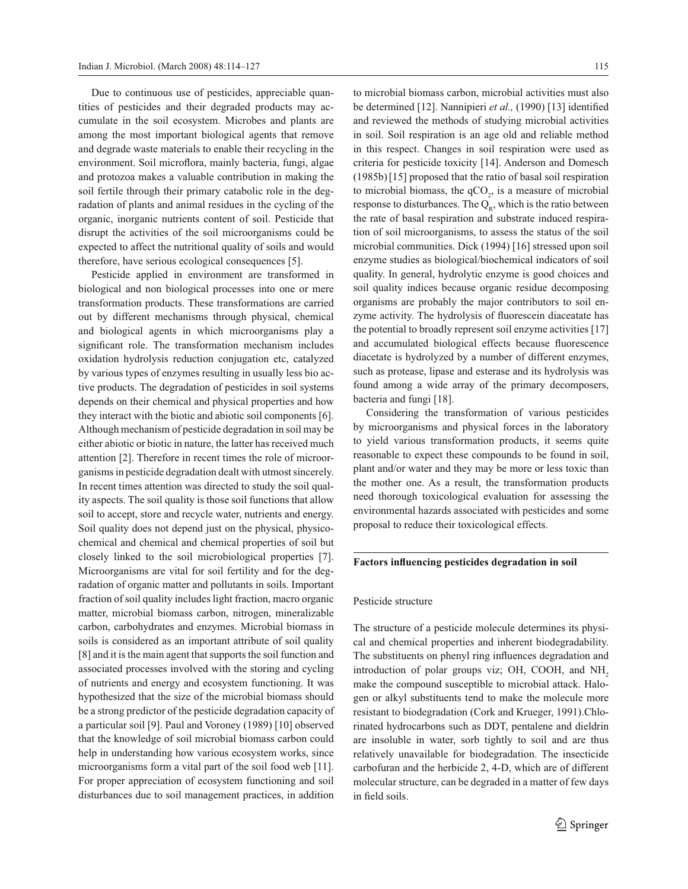Due to continuous use of pesticides, appreciable quantities of pesticides and their degraded products may accumulate in the soil ecosystem. Microbes and plants are among the most important biological agents that remove and degrade waste materials to enable their recycling in the environment. Soil microflora, mainly bacteria, fungi, algae and protozoa makes a valuable contribution in making the soil fertile through their primary catabolic role in the degradation of plants and animal residues in the cycling of the organic, inorganic nutrients content of soil. Pesticide that disrupt the activities of the soil microorganisms could be expected to affect the nutritional quality of soils and would therefore, have serious ecological consequences [5].

Pesticide applied in environment are transformed in biological and non biological processes into one or mere transformation products. These transformations are carried out by different mechanisms through physical, chemical and biological agents in which microorganisms play a significant role. The transformation mechanism includes oxidation hydrolysis reduction conjugation etc, catalyzed by various types of enzymes resulting in usually less bio active products. The degradation of pesticides in soil systems depends on their chemical and physical properties and how they interact with the biotic and abiotic soil components [6]. Although mechanism of pesticide degradation in soil may be either abiotic or biotic in nature, the latter has received much attention [2]. Therefore in recent times the role of microorganisms in pesticide degradation dealt with utmost sincerely. In recent times attention was directed to study the soil quality aspects. The soil quality is those soil functions that allow soil to accept, store and recycle water, nutrients and energy. Soil quality does not depend just on the physical, physicochemical and chemical and chemical properties of soil but closely linked to the soil microbiological properties [7]. Microorganisms are vital for soil fertility and for the degradation of organic matter and pollutants in soils. Important fraction of soil quality includes light fraction, macro organic matter, microbial biomass carbon, nitrogen, mineralizable carbon, carbohydrates and enzymes. Microbial biomass in soils is considered as an important attribute of soil quality [8] and it is the main agent that supports the soil function and associated processes involved with the storing and cycling of nutrients and energy and ecosystem functioning. It was hypothesized that the size of the microbial biomass should be a strong predictor of the pesticide degradation capacity of a particular soil [9]. Paul and Voroney (1989) [10] observed that the knowledge of soil microbial biomass carbon could help in understanding how various ecosystem works, since microorganisms form a vital part of the soil food web [11]. For proper appreciation of ecosystem functioning and soil disturbances due to soil management practices, in addition to microbial biomass carbon, microbial activities must also be determined [12]. Nannipieri *et al.,* (1990) [13] identified and reviewed the methods of studying microbial activities in soil. Soil respiration is an age old and reliable method in this respect. Changes in soil respiration were used as criteria for pesticide toxicity [14]. Anderson and Domesch (1985b) [15] proposed that the ratio of basal soil respiration to microbial biomass, the $qCO_2$, is a measure of microbial response to disturbances. The $Q_R$, which is the ratio between the rate of basal respiration and substrate induced respiration of soil microorganisms, to assess the status of the soil microbial communities. Dick (1994) [16] stressed upon soil enzyme studies as biological/biochemical indicators of soil quality. In general, hydrolytic enzyme is good choices and soil quality indices because organic residue decomposing organisms are probably the major contributors to soil enzyme activity. The hydrolysis of fluorescein diaceatate has the potential to broadly represent soil enzyme activities [17] and accumulated biological effects because fluorescence diacetate is hydrolyzed by a number of different enzymes, such as protease, lipase and esterase and its hydrolysis was found among a wide array of the primary decomposers, bacteria and fungi [18].

Considering the transformation of various pesticides by microorganisms and physical forces in the laboratory to yield various transformation products, it seems quite reasonable to expect these compounds to be found in soil, plant and/or water and they may be more or less toxic than the mother one. As a result, the transformation products need thorough toxicological evaluation for assessing the environmental hazards associated with pesticides and some proposal to reduce their toxicological effects.

## Factors influencing pesticides degradation in soil

### Pesticide structure

The structure of a pesticide molecule determines its physical and chemical properties and inherent biodegradability. The substituents on phenyl ring influences degradation and introduction of polar groups viz; OH, COOH, and $NH_2$ make the compound susceptible to microbial attack. Halogen or alkyl substituents tend to make the molecule more resistant to biodegradation (Cork and Krueger, 1991).Chlorinated hydrocarbons such as DDT, pentalene and dieldrin are insoluble in water, sorb tightly to soil and are thus relatively unavailable for biodegradation. The insecticide carbofuran and the herbicide 2, 4-D, which are of different molecular structure, can be degraded in a matter of few days in field soils.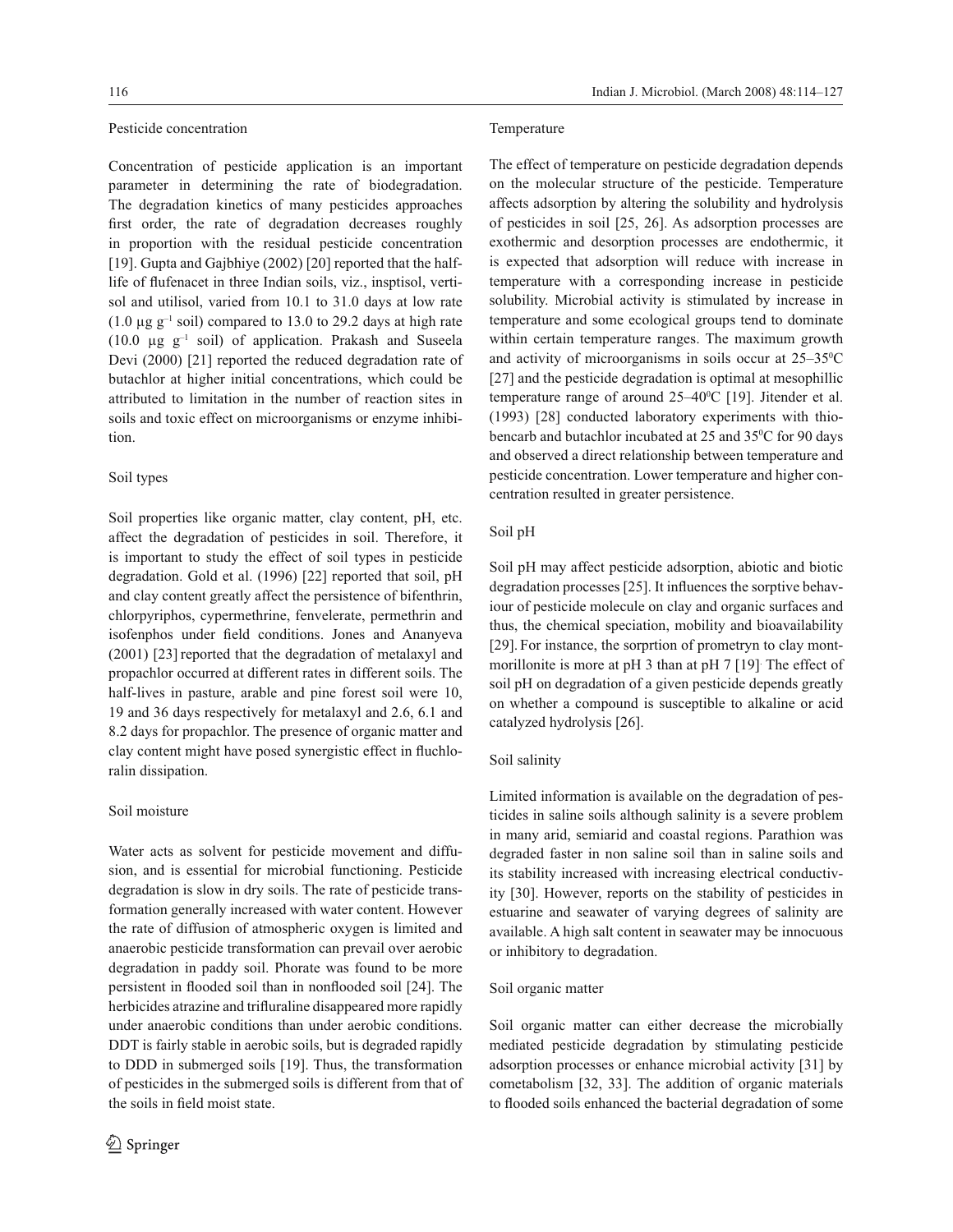### Pesticide concentration

Concentration of pesticide application is an important parameter in determining the rate of biodegradation. The degradation kinetics of many pesticides approaches first order, the rate of degradation decreases roughly in proportion with the residual pesticide concentration [19]. Gupta and Gajbhiye (2002) [20] reported that the half-life of flufenacet in three Indian soils, viz., insptisol, vertisol and utilisol, varied from 10.1 to 31.0 days at low rate (1.0 µg g$^{-1}$ soil) compared to 13.0 to 29.2 days at high rate (10.0 µg g$^{-1}$ soil) of application. Prakash and Suseela Devi (2000) [21] reported the reduced degradation rate of butachlor at higher initial concentrations, which could be attributed to limitation in the number of reaction sites in soils and toxic effect on microorganisms or enzyme inhibition.

### Soil types

Soil properties like organic matter, clay content, pH, etc. affect the degradation of pesticides in soil. Therefore, it is important to study the effect of soil types in pesticide degradation. Gold et al. (1996) [22] reported that soil, pH and clay content greatly affect the persistence of bifenthrin, chlorpyriphos, cypermethrine, fenvelerate, permethrin and isofenphos under field conditions. Jones and Ananyeva (2001) [23] reported that the degradation of metalaxyl and propachlor occurred at different rates in different soils. The half-lives in pasture, arable and pine forest soil were 10, 19 and 36 days respectively for metalaxyl and 2.6, 6.1 and 8.2 days for propachlor. The presence of organic matter and clay content might have posed synergistic effect in fluchloralin dissipation.

### Soil moisture

Water acts as solvent for pesticide movement and diffusion, and is essential for microbial functioning. Pesticide degradation is slow in dry soils. The rate of pesticide transformation generally increased with water content. However the rate of diffusion of atmospheric oxygen is limited and anaerobic pesticide transformation can prevail over aerobic degradation in paddy soil. Phorate was found to be more persistent in flooded soil than in nonflooded soil [24]. The herbicides atrazine and trifluraline disappeared more rapidly under anaerobic conditions than under aerobic conditions. DDT is fairly stable in aerobic soils, but is degraded rapidly to DDD in submerged soils [19]. Thus, the transformation of pesticides in the submerged soils is different from that of the soils in field moist state.

### Temperature

The effect of temperature on pesticide degradation depends on the molecular structure of the pesticide. Temperature affects adsorption by altering the solubility and hydrolysis of pesticides in soil [25, 26]. As adsorption processes are exothermic and desorption processes are endothermic, it is expected that adsorption will reduce with increase in temperature with a corresponding increase in pesticide solubility. Microbial activity is stimulated by increase in temperature and some ecological groups tend to dominate within certain temperature ranges. The maximum growth and activity of microorganisms in soils occur at 25–35$^0$C [27] and the pesticide degradation is optimal at mesophillic temperature range of around 25–40$^0$C [19]. Jitender et al. (1993) [28] conducted laboratory experiments with thiobencarb and butachlor incubated at 25 and 35$^0$C for 90 days and observed a direct relationship between temperature and pesticide concentration. Lower temperature and higher concentration resulted in greater persistence.

### Soil pH

Soil pH may affect pesticide adsorption, abiotic and biotic degradation processes [25]. It influences the sorptive behaviour of pesticide molecule on clay and organic surfaces and thus, the chemical speciation, mobility and bioavailability [29]. For instance, the sorprtion of prometryn to clay montmorillonite is more at pH 3 than at pH 7 [19]. The effect of soil pH on degradation of a given pesticide depends greatly on whether a compound is susceptible to alkaline or acid catalyzed hydrolysis [26].

### Soil salinity

Limited information is available on the degradation of pesticides in saline soils although salinity is a severe problem in many arid, semiarid and coastal regions. Parathion was degraded faster in non saline soil than in saline soils and its stability increased with increasing electrical conductivity [30]. However, reports on the stability of pesticides in estuarine and seawater of varying degrees of salinity are available. A high salt content in seawater may be innocuous or inhibitory to degradation.

### Soil organic matter

Soil organic matter can either decrease the microbially mediated pesticide degradation by stimulating pesticide adsorption processes or enhance microbial activity [31] by cometabolism [32, 33]. The addition of organic materials to flooded soils enhanced the bacterial degradation of some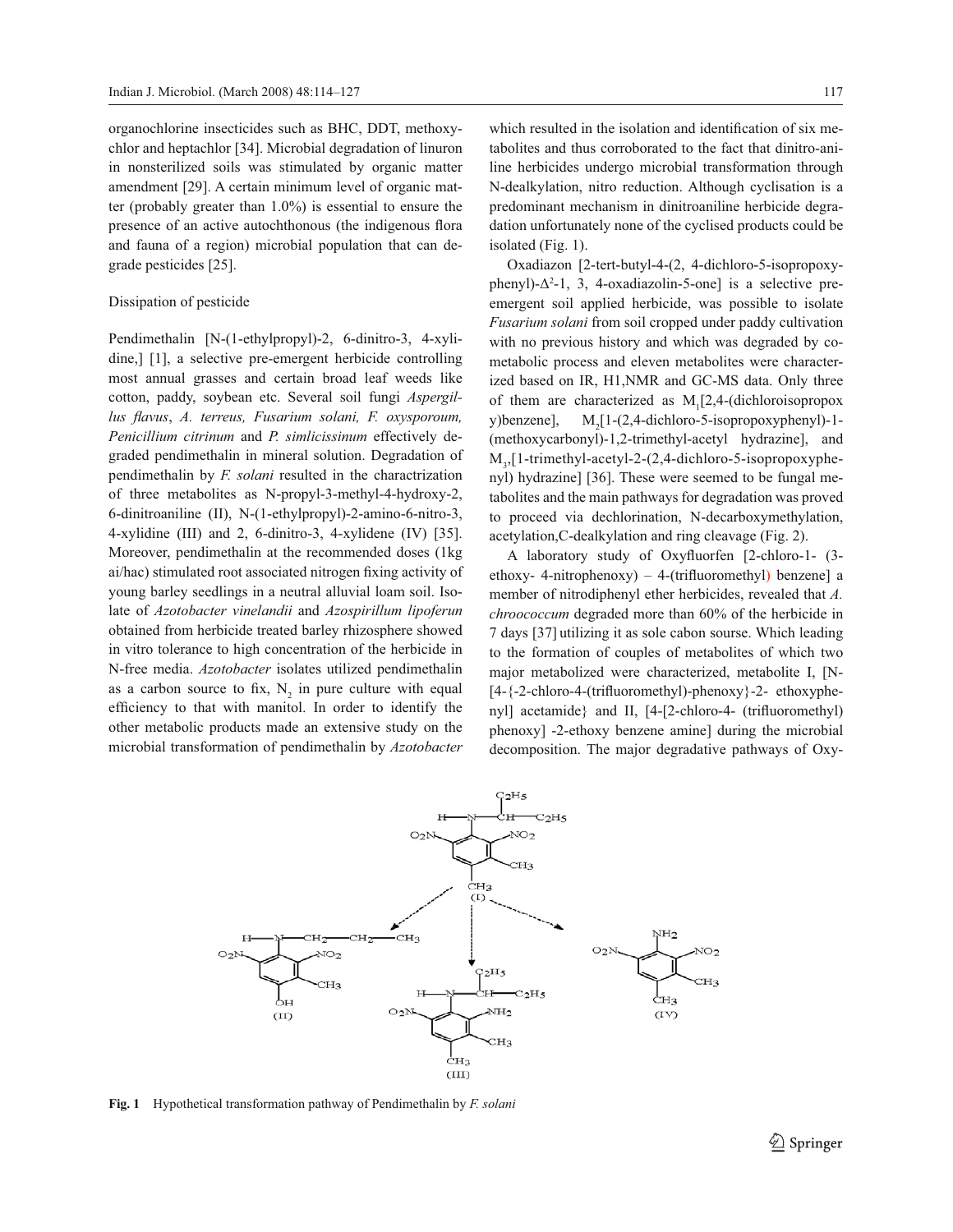organochlorine insecticides such as BHC, DDT, methoxychlor and heptachlor [34]. Microbial degradation of linuron in nonsterilized soils was stimulated by organic matter amendment [29]. A certain minimum level of organic matter (probably greater than 1.0%) is essential to ensure the presence of an active autochthonous (the indigenous flora and fauna of a region) microbial population that can degrade pesticides [25].

### Dissipation of pesticide

Pendimethalin [N-(1-ethylpropyl)-2, 6-dinitro-3, 4-xylidine,] [1], a selective pre-emergent herbicide controlling most annual grasses and certain broad leaf weeds like cotton, paddy, soybean etc. Several soil fungi *Aspergillus flavus*, *A. terreus, Fusarium solani, F. oxysporoum, Penicillium citrinum* and *P. simlicissinum* effectively degraded pendimethalin in mineral solution. Degradation of pendimethalin by *F. solani* resulted in the charactrization of three metabolites as N-propyl-3-methyl-4-hydroxy-2, 6-dinitroaniline (II), N-(1-ethylpropyl)-2-amino-6-nitro-3, 4-xylidine (III) and 2, 6-dinitro-3, 4-xylidene (IV) [35]. Moreover, pendimethalin at the recommended doses (1kg ai/hac) stimulated root associated nitrogen fixing activity of young barley seedlings in a neutral alluvial loam soil. Isolate of *Azotobacter vinelandii* and *Azospirillum lipoferun* obtained from herbicide treated barley rhizosphere showed in vitro tolerance to high concentration of the herbicide in N-free media. *Azotobacter* isolates utilized pendimethalin as a carbon source to fix, $N_2$ in pure culture with equal efficiency to that with manitol. In order to identify the other metabolic products made an extensive study on the microbial transformation of pendimethalin by *Azotobacter* which resulted in the isolation and identification of six metabolites and thus corroborated to the fact that dinitro-aniline herbicides undergo microbial transformation through N-dealkylation, nitro reduction. Although cyclisation is a predominant mechanism in dinitroaniline herbicide degradation unfortunately none of the cyclised products could be isolated (Fig. 1).

Oxadiazon [2-tert-butyl-4-(2, 4-dichloro-5-isopropoxyphenyl)-$\Delta^2$-1, 3, 4-oxadiazolin-5-one] is a selective pre-emergent soil applied herbicide, was possible to isolate *Fusarium solani* from soil cropped under paddy cultivation with no previous history and which was degraded by co-metabolic process and eleven metabolites were characterized based on IR, H1,NMR and GC-MS data. Only three of them are characterized as $M_1$[2,4-(dichloroisopropoxy)benzene], $M_2$[1-(2,4-dichloro-5-isopropoxyphenyl)-1-(methoxycarbonyl)-1,2-trimethyl-acetyl hydrazine], and $M_3$,[1-trimethyl-acetyl-2-(2,4-dichloro-5-isopropoxyphenyl) hydrazine] [36]. These were seemed to be fungal metabolites and the main pathways for degradation was proved to proceed via dechlorination, N-decarboxymethylation, acetylation,C-dealkylation and ring cleavage (Fig. 2).

A laboratory study of Oxyfluorfen [2-chloro-1- (3-ethoxy- 4-nitrophenoxy) – 4-(trifluoromethyl) benzene] a member of nitrodiphenyl ether herbicides, revealed that *A. chroococcum* degraded more than 60% of the herbicide in 7 days [37] utilizing it as sole cabon sourse. Which leading to the formation of couples of metabolites of which two major metabolized were characterized, metabolite I, [N-[4-{2-chloro-4-(trifluoromethyl)-phenoxy}-2- ethoxyphenyl] acetamide} and II, [4-[2-chloro-4- (trifluoromethyl) phenoxy] -2-ethoxy benzene amine] during the microbial decomposition. The major degradative pathways of Oxy-

**Fig. 1** Hypothetical transformation pathway of Pendimethalin by *F. solani*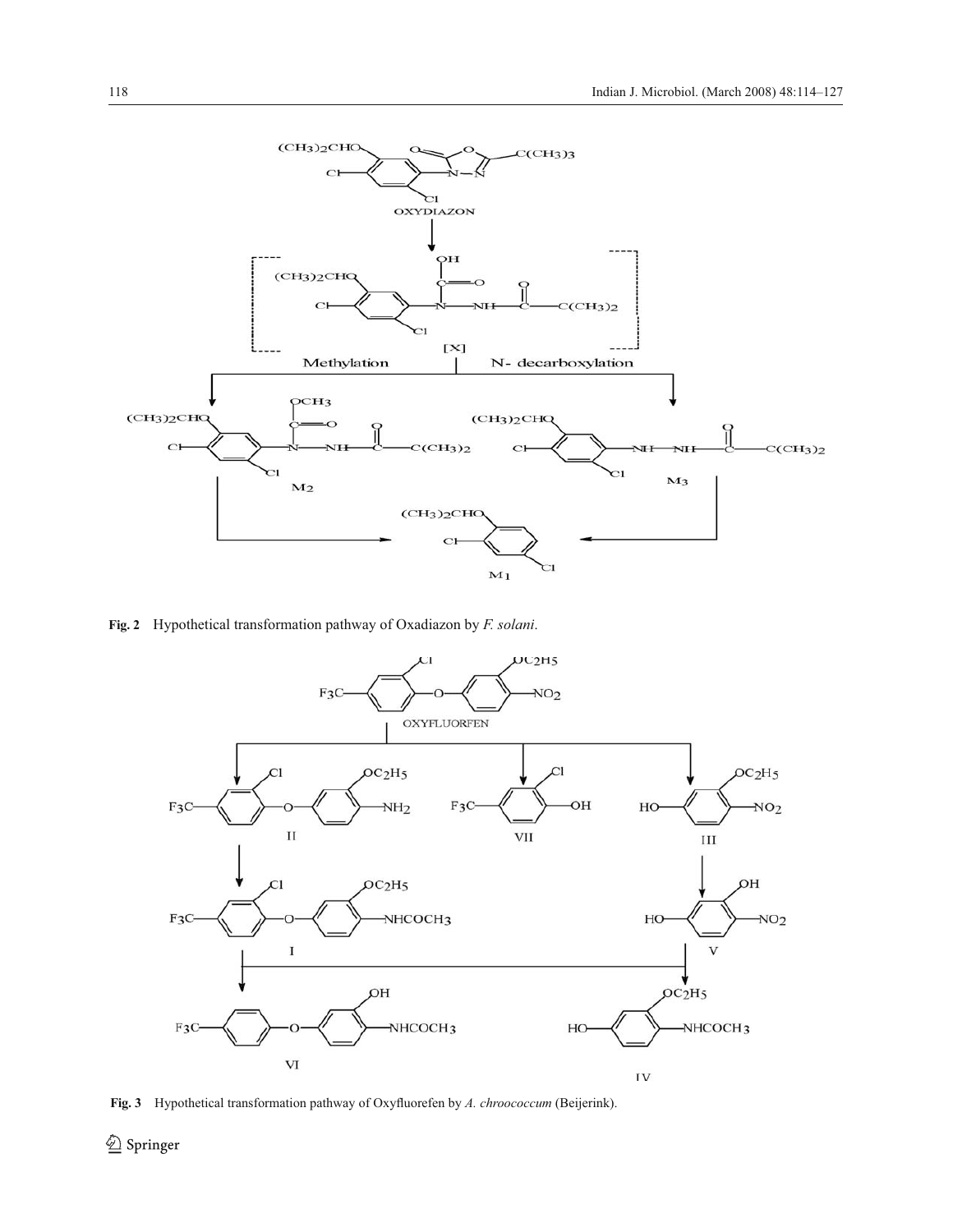**Fig. 2** Hypothetical transformation pathway of Oxadiazon by *F. solani*.

**Fig. 3** Hypothetical transformation pathway of Oxyfluorefen by *A. chroococcum* (Beijerink).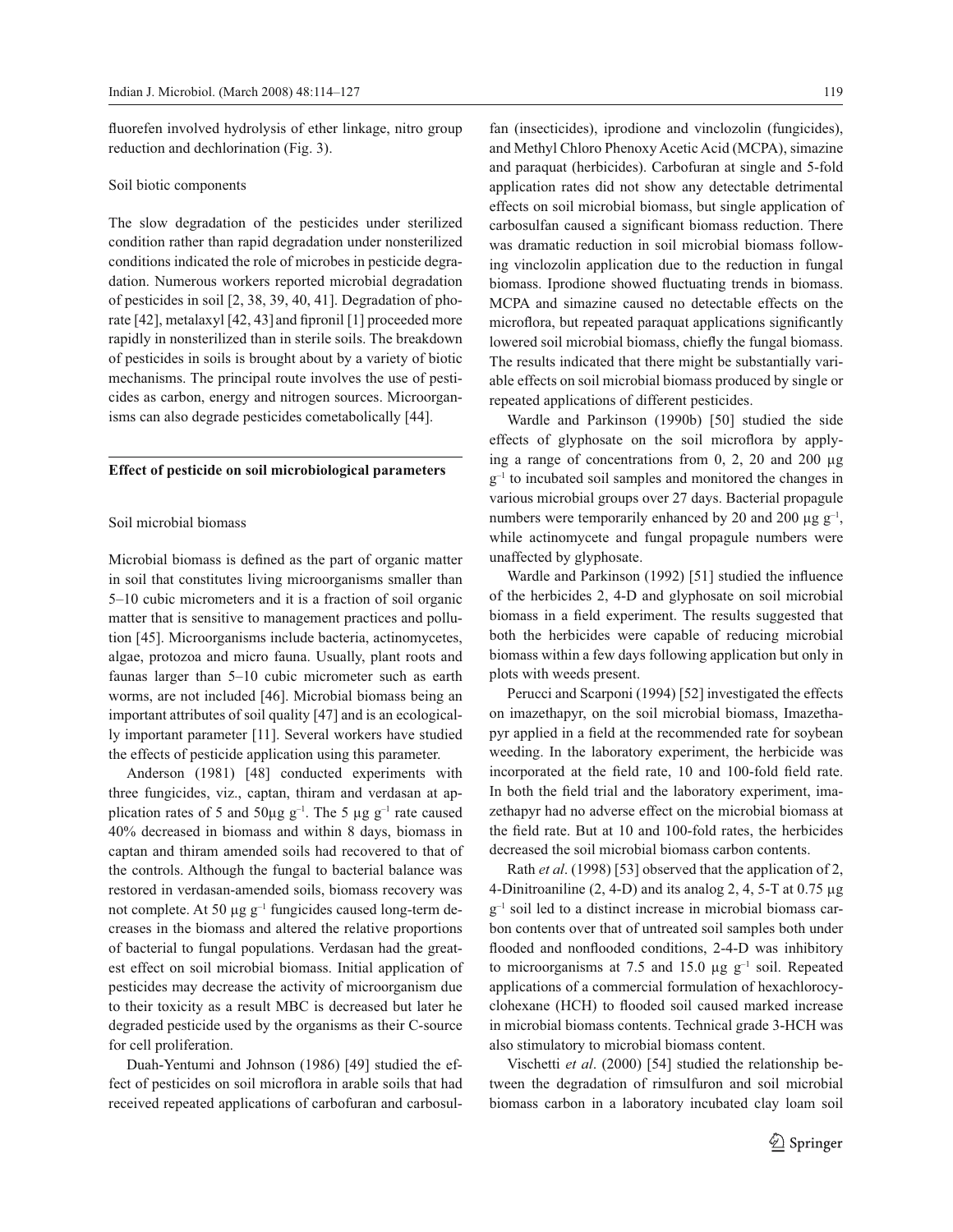fluorefen involved hydrolysis of ether linkage, nitro group reduction and dechlorination (Fig. 3).

### Soil biotic components

The slow degradation of the pesticides under sterilized condition rather than rapid degradation under nonsterilized conditions indicated the role of microbes in pesticide degradation. Numerous workers reported microbial degradation of pesticides in soil [2, 38, 39, 40, 41]. Degradation of phorate [42], metalaxyl [42, 43] and fipronil [1] proceeded more rapidly in nonsterilized than in sterile soils. The breakdown of pesticides in soils is brought about by a variety of biotic mechanisms. The principal route involves the use of pesticides as carbon, energy and nitrogen sources. Microorganisms can also degrade pesticides cometabolically [44].

## Effect of pesticide on soil microbiological parameters

### Soil microbial biomass

Microbial biomass is defined as the part of organic matter in soil that constitutes living microorganisms smaller than 5–10 cubic micrometers and it is a fraction of soil organic matter that is sensitive to management practices and pollution [45]. Microorganisms include bacteria, actinomycetes, algae, protozoa and micro fauna. Usually, plant roots and faunas larger than 5–10 cubic micrometer such as earth worms, are not included [46]. Microbial biomass being an important attributes of soil quality [47] and is an ecologically important parameter [11]. Several workers have studied the effects of pesticide application using this parameter.

Anderson (1981) [48] conducted experiments with three fungicides, viz., captan, thiram and verdasan at application rates of 5 and 50µg $g^{-1}$. The 5 µg $g^{-1}$ rate caused 40% decreased in biomass and within 8 days, biomass in captan and thiram amended soils had recovered to that of the controls. Although the fungal to bacterial balance was restored in verdasan-amended soils, biomass recovery was not complete. At 50 µg $g^{-1}$ fungicides caused long-term decreases in the biomass and altered the relative proportions of bacterial to fungal populations. Verdasan had the greatest effect on soil microbial biomass. Initial application of pesticides may decrease the activity of microorganism due to their toxicity as a result MBC is decreased but later he degraded pesticide used by the organisms as their C-source for cell proliferation.

Duah-Yentumi and Johnson (1986) [49] studied the effect of pesticides on soil microflora in arable soils that had received repeated applications of carbofuran and carbosulfan (insecticides), iprodione and vinclozolin (fungicides), and Methyl Chloro Phenoxy Acetic Acid (MCPA), simazine and paraquat (herbicides). Carbofuran at single and 5-fold application rates did not show any detectable detrimental effects on soil microbial biomass, but single application of carbosulfan caused a significant biomass reduction. There was dramatic reduction in soil microbial biomass following vinclozolin application due to the reduction in fungal biomass. Iprodione showed fluctuating trends in biomass. MCPA and simazine caused no detectable effects on the microflora, but repeated paraquat applications significantly lowered soil microbial biomass, chiefly the fungal biomass. The results indicated that there might be substantially variable effects on soil microbial biomass produced by single or repeated applications of different pesticides.

Wardle and Parkinson (1990b) [50] studied the side effects of glyphosate on the soil microflora by applying a range of concentrations from 0, 2, 20 and 200 µg $g^{-1}$ to incubated soil samples and monitored the changes in various microbial groups over 27 days. Bacterial propagule numbers were temporarily enhanced by 20 and 200 µg $g^{-1}$, while actinomycete and fungal propagule numbers were unaffected by glyphosate.

Wardle and Parkinson (1992) [51] studied the influence of the herbicides 2, 4-D and glyphosate on soil microbial biomass in a field experiment. The results suggested that both the herbicides were capable of reducing microbial biomass within a few days following application but only in plots with weeds present.

Perucci and Scarponi (1994) [52] investigated the effects on imazethapyr, on the soil microbial biomass, Imazethapyr applied in a field at the recommended rate for soybean weeding. In the laboratory experiment, the herbicide was incorporated at the field rate, 10 and 100-fold field rate. In both the field trial and the laboratory experiment, imazethapyr had no adverse effect on the microbial biomass at the field rate. But at 10 and 100-fold rates, the herbicides decreased the soil microbial biomass carbon contents.

Rath *et al*. (1998) [53] observed that the application of 2, 4-Dinitroaniline (2, 4-D) and its analog 2, 4, 5-T at 0.75 µg $g^{-1}$ soil led to a distinct increase in microbial biomass carbon contents over that of untreated soil samples both under flooded and nonflooded conditions, 2-4-D was inhibitory to microorganisms at 7.5 and 15.0 µg $g^{-1}$ soil. Repeated applications of a commercial formulation of hexachlorocyclohexane (HCH) to flooded soil caused marked increase in microbial biomass contents. Technical grade 3-HCH was also stimulatory to microbial biomass content.

Vischetti *et al*. (2000) [54] studied the relationship between the degradation of rimsulfuron and soil microbial biomass carbon in a laboratory incubated clay loam soil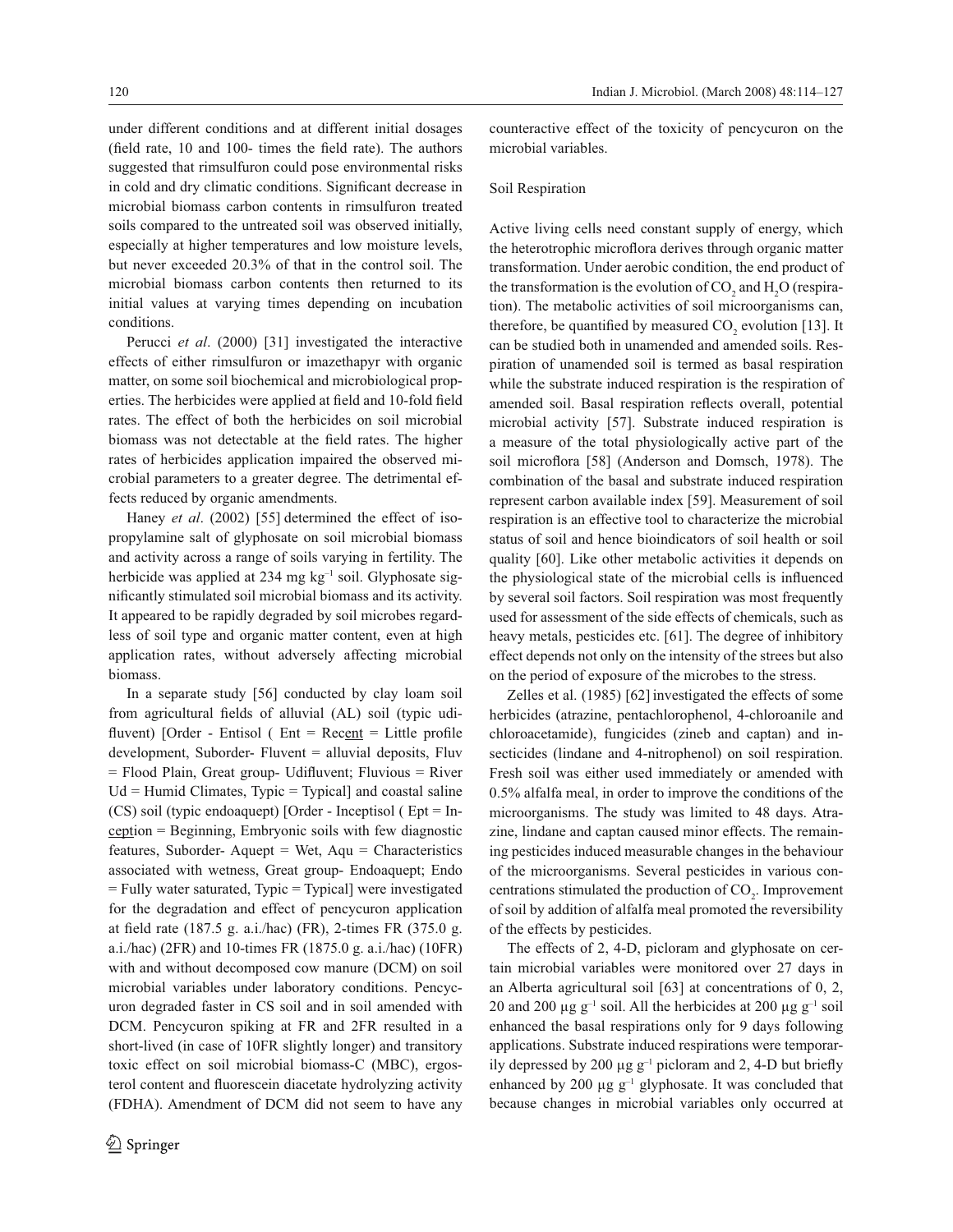under different conditions and at different initial dosages (field rate, 10 and 100- times the field rate). The authors suggested that rimsulfuron could pose environmental risks in cold and dry climatic conditions. Significant decrease in microbial biomass carbon contents in rimsulfuron treated soils compared to the untreated soil was observed initially, especially at higher temperatures and low moisture levels, but never exceeded 20.3% of that in the control soil. The microbial biomass carbon contents then returned to its initial values at varying times depending on incubation conditions.

Perucci *et al*. (2000) [31] investigated the interactive effects of either rimsulfuron or imazethapyr with organic matter, on some soil biochemical and microbiological properties. The herbicides were applied at field and 10-fold field rates. The effect of both the herbicides on soil microbial biomass was not detectable at the field rates. The higher rates of herbicides application impaired the observed microbial parameters to a greater degree. The detrimental effects reduced by organic amendments.

Haney *et al*. (2002) [55] determined the effect of isopropylamine salt of glyphosate on soil microbial biomass and activity across a range of soils varying in fertility. The herbicide was applied at 234 mg $kg^{-1}$ soil. Glyphosate significantly stimulated soil microbial biomass and its activity. It appeared to be rapidly degraded by soil microbes regardless of soil type and organic matter content, even at high application rates, without adversely affecting microbial biomass.

In a separate study [56] conducted by clay loam soil from agricultural fields of alluvial (AL) soil (typic udifluvent) [Order - Entisol ( Ent = Rec<u>ent</u> = Little profile development, Suborder- Fluvent = alluvial deposits, Fluv = Flood Plain, Great group- Udifluvent; Fluvious = River Ud = Humid Climates, Typic = Typical] and coastal saline (CS) soil (typic endoaquept) [Order - Inceptisol ( Ept = In<u>cept</u>ion = Beginning, Embryonic soils with few diagnostic features, Suborder- Aquept = Wet, Aqu = Characteristics associated with wetness, Great group- Endoaquept; Endo = Fully water saturated, Typic = Typical] were investigated for the degradation and effect of pencycuron application at field rate (187.5 g. a.i./hac) (FR), 2-times FR (375.0 g. a.i./hac) (2FR) and 10-times FR (1875.0 g. a.i./hac) (10FR) with and without decomposed cow manure (DCM) on soil microbial variables under laboratory conditions. Pencycuron degraded faster in CS soil and in soil amended with DCM. Pencycuron spiking at FR and 2FR resulted in a short-lived (in case of 10FR slightly longer) and transitory toxic effect on soil microbial biomass-C (MBC), ergosterol content and fluorescein diacetate hydrolyzing activity (FDHA). Amendment of DCM did not seem to have any counteractive effect of the toxicity of pencycuron on the microbial variables.

### Soil Respiration

Active living cells need constant supply of energy, which the heterotrophic microflora derives through organic matter transformation. Under aerobic condition, the end product of the transformation is the evolution of $CO_2$ and $H_2O$ (respiration). The metabolic activities of soil microorganisms can, therefore, be quantified by measured $CO_2$ evolution [13]. It can be studied both in unamended and amended soils. Respiration of unamended soil is termed as basal respiration while the substrate induced respiration is the respiration of amended soil. Basal respiration reflects overall, potential microbial activity [57]. Substrate induced respiration is a measure of the total physiologically active part of the soil microflora [58] (Anderson and Domsch, 1978). The combination of the basal and substrate induced respiration represent carbon available index [59]. Measurement of soil respiration is an effective tool to characterize the microbial status of soil and hence bioindicators of soil health or soil quality [60]. Like other metabolic activities it depends on the physiological state of the microbial cells is influenced by several soil factors. Soil respiration was most frequently used for assessment of the side effects of chemicals, such as heavy metals, pesticides etc. [61]. The degree of inhibitory effect depends not only on the intensity of the strees but also on the period of exposure of the microbes to the stress.

Zelles et al. (1985) [62] investigated the effects of some herbicides (atrazine, pentachlorophenol, 4-chloroanile and chloroacetamide), fungicides (zineb and captan) and insecticides (lindane and 4-nitrophenol) on soil respiration. Fresh soil was either used immediately or amended with 0.5% alfalfa meal, in order to improve the conditions of the microorganisms. The study was limited to 48 days. Atrazine, lindane and captan caused minor effects. The remaining pesticides induced measurable changes in the behaviour of the microorganisms. Several pesticides in various concentrations stimulated the production of $CO_2$. Improvement of soil by addition of alfalfa meal promoted the reversibility of the effects by pesticides.

The effects of 2, 4-D, picloram and glyphosate on certain microbial variables were monitored over 27 days in an Alberta agricultural soil [63] at concentrations of 0, 2, 20 and 200 μg $g^{-1}$ soil. All the herbicides at 200 μg $g^{-1}$ soil enhanced the basal respirations only for 9 days following applications. Substrate induced respirations were temporarily depressed by 200 μg $g^{-1}$ picloram and 2, 4-D but briefly enhanced by 200 μg $g^{-1}$ glyphosate. It was concluded that because changes in microbial variables only occurred at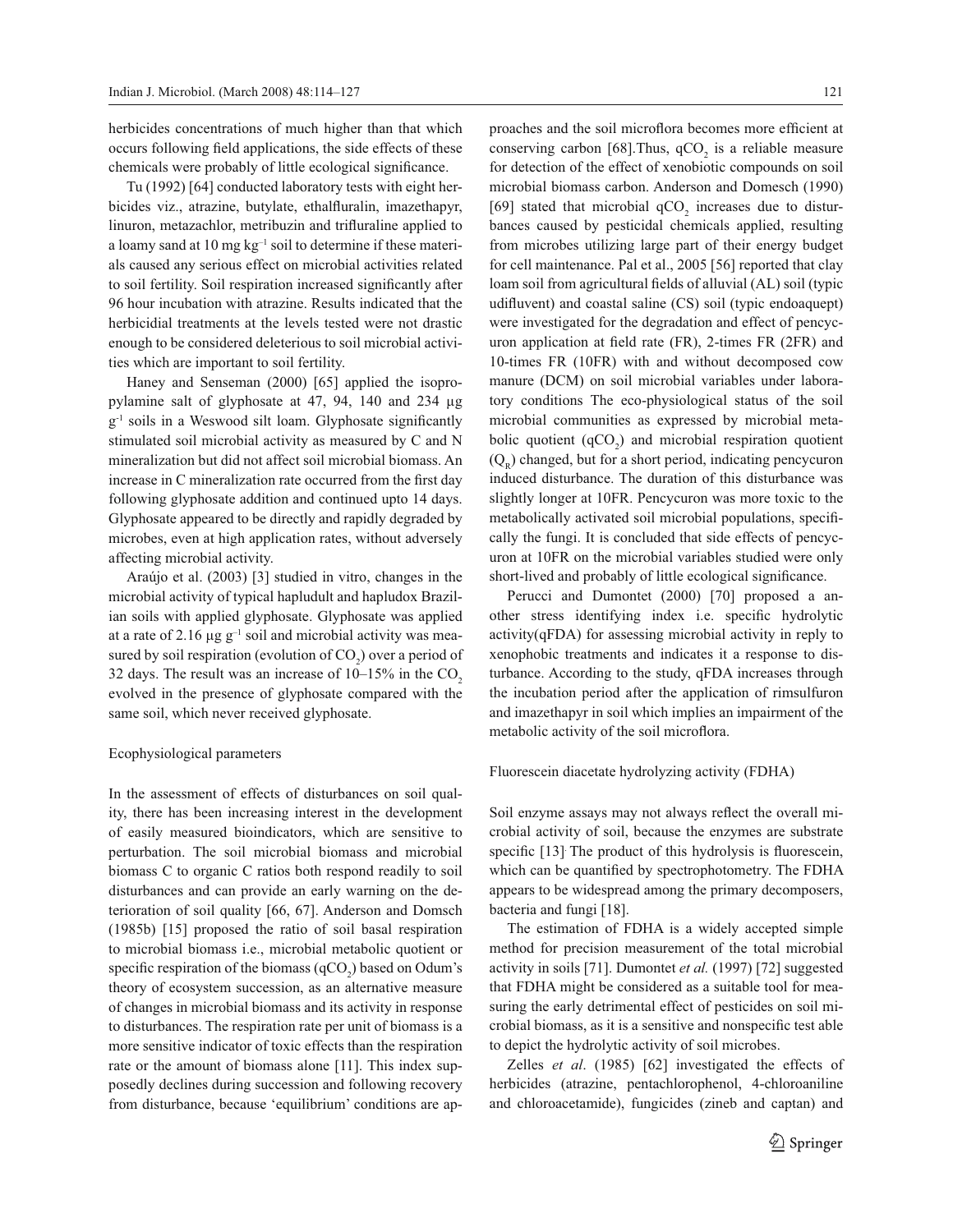herbicides concentrations of much higher than that which occurs following field applications, the side effects of these chemicals were probably of little ecological significance.

Tu (1992) [64] conducted laboratory tests with eight herbicides viz., atrazine, butylate, ethalfluralin, imazethapyr, linuron, metazachlor, metribuzin and trifluraline applied to a loamy sand at 10 mg $kg^{-1}$ soil to determine if these materials caused any serious effect on microbial activities related to soil fertility. Soil respiration increased significantly after 96 hour incubation with atrazine. Results indicated that the herbicidial treatments at the levels tested were not drastic enough to be considered deleterious to soil microbial activities which are important to soil fertility.

Haney and Senseman (2000) [65] applied the isopropylamine salt of glyphosate at 47, 94, 140 and 234 μg $g^{-1}$ soils in a Weswood silt loam. Glyphosate significantly stimulated soil microbial activity as measured by C and N mineralization but did not affect soil microbial biomass. An increase in C mineralization rate occurred from the first day following glyphosate addition and continued upto 14 days. Glyphosate appeared to be directly and rapidly degraded by microbes, even at high application rates, without adversely affecting microbial activity.

Araújo et al. (2003) [3] studied in vitro, changes in the microbial activity of typical hapludult and hapludox Brazilian soils with applied glyphosate. Glyphosate was applied at a rate of 2.16 μg $g^{-1}$ soil and microbial activity was measured by soil respiration (evolution of $CO_2$) over a period of 32 days. The result was an increase of 10–15% in the $CO_2$ evolved in the presence of glyphosate compared with the same soil, which never received glyphosate.

Ecophysiological parameters

In the assessment of effects of disturbances on soil quality, there has been increasing interest in the development of easily measured bioindicators, which are sensitive to perturbation. The soil microbial biomass and microbial biomass C to organic C ratios both respond readily to soil disturbances and can provide an early warning on the deterioration of soil quality [66, 67]. Anderson and Domsch (1985b) [15] proposed the ratio of soil basal respiration to microbial biomass i.e., microbial metabolic quotient or specific respiration of the biomass ($qCO_2$) based on Odum's theory of ecosystem succession, as an alternative measure of changes in microbial biomass and its activity in response to disturbances. The respiration rate per unit of biomass is a more sensitive indicator of toxic effects than the respiration rate or the amount of biomass alone [11]. This index supposedly declines during succession and following recovery from disturbance, because 'equilibrium' conditions are approaches and the soil microflora becomes more efficient at conserving carbon [68].Thus, $qCO_2$ is a reliable measure for detection of the effect of xenobiotic compounds on soil microbial biomass carbon. Anderson and Domesch (1990) [69] stated that microbial $qCO_2$ increases due to disturbances caused by pesticidal chemicals applied, resulting from microbes utilizing large part of their energy budget for cell maintenance. Pal et al., 2005 [56] reported that clay loam soil from agricultural fields of alluvial (AL) soil (typic udifluvent) and coastal saline (CS) soil (typic endoaquept) were investigated for the degradation and effect of pencycuron application at field rate (FR), 2-times FR (2FR) and 10-times FR (10FR) with and without decomposed cow manure (DCM) on soil microbial variables under laboratory conditions The eco-physiological status of the soil microbial communities as expressed by microbial metabolic quotient ($qCO_2$) and microbial respiration quotient ($Q_R$) changed, but for a short period, indicating pencycuron induced disturbance. The duration of this disturbance was slightly longer at 10FR. Pencycuron was more toxic to the metabolically activated soil microbial populations, specifically the fungi. It is concluded that side effects of pencycuron at 10FR on the microbial variables studied were only short-lived and probably of little ecological significance.

Perucci and Dumontet (2000) [70] proposed a another stress identifying index i.e. specific hydrolytic activity(qFDA) for assessing microbial activity in reply to xenophobic treatments and indicates it a response to disturbance. According to the study, qFDA increases through the incubation period after the application of rimsulfuron and imazethapyr in soil which implies an impairment of the metabolic activity of the soil microflora.

Fluorescein diacetate hydrolyzing activity (FDHA)

Soil enzyme assays may not always reflect the overall microbial activity of soil, because the enzymes are substrate specific [13]. The product of this hydrolysis is fluorescein, which can be quantified by spectrophotometry. The FDHA appears to be widespread among the primary decomposers, bacteria and fungi [18].

The estimation of FDHA is a widely accepted simple method for precision measurement of the total microbial activity in soils [71]. Dumontet *et al.* (1997) [72] suggested that FDHA might be considered as a suitable tool for measuring the early detrimental effect of pesticides on soil microbial biomass, as it is a sensitive and nonspecific test able to depict the hydrolytic activity of soil microbes.

Zelles *et al*. (1985) [62] investigated the effects of herbicides (atrazine, pentachlorophenol, 4-chloroaniline and chloroacetamide), fungicides (zineb and captan) and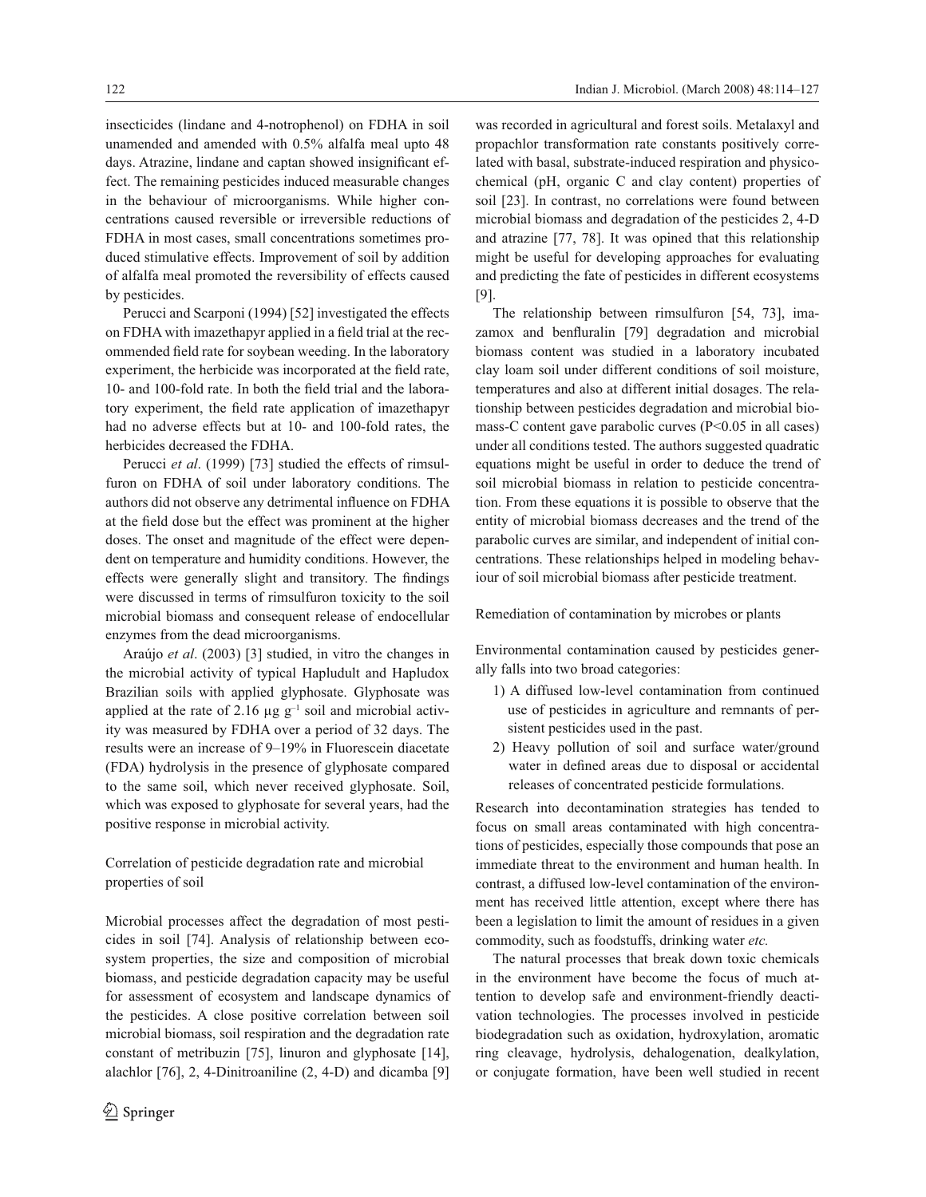insecticides (lindane and 4-notrophenol) on FDHA in soil unamended and amended with 0.5% alfalfa meal upto 48 days. Atrazine, lindane and captan showed insignificant effect. The remaining pesticides induced measurable changes in the behaviour of microorganisms. While higher concentrations caused reversible or irreversible reductions of FDHA in most cases, small concentrations sometimes produced stimulative effects. Improvement of soil by addition of alfalfa meal promoted the reversibility of effects caused by pesticides.

Perucci and Scarponi (1994) [52] investigated the effects on FDHA with imazethapyr applied in a field trial at the recommended field rate for soybean weeding. In the laboratory experiment, the herbicide was incorporated at the field rate, 10- and 100-fold rate. In both the field trial and the laboratory experiment, the field rate application of imazethapyr had no adverse effects but at 10- and 100-fold rates, the herbicides decreased the FDHA.

Perucci *et al*. (1999) [73] studied the effects of rimsulfuron on FDHA of soil under laboratory conditions. The authors did not observe any detrimental influence on FDHA at the field dose but the effect was prominent at the higher doses. The onset and magnitude of the effect were dependent on temperature and humidity conditions. However, the effects were generally slight and transitory. The findings were discussed in terms of rimsulfuron toxicity to the soil microbial biomass and consequent release of endocellular enzymes from the dead microorganisms.

Araújo *et al*. (2003) [3] studied, in vitro the changes in the microbial activity of typical Hapludult and Hapludox Brazilian soils with applied glyphosate. Glyphosate was applied at the rate of 2.16 μg $g^{-1}$ soil and microbial activity was measured by FDHA over a period of 32 days. The results were an increase of 9–19% in Fluorescein diacetate (FDA) hydrolysis in the presence of glyphosate compared to the same soil, which never received glyphosate. Soil, which was exposed to glyphosate for several years, had the positive response in microbial activity.

### Correlation of pesticide degradation rate and microbial properties of soil

Microbial processes affect the degradation of most pesticides in soil [74]. Analysis of relationship between ecosystem properties, the size and composition of microbial biomass, and pesticide degradation capacity may be useful for assessment of ecosystem and landscape dynamics of the pesticides. A close positive correlation between soil microbial biomass, soil respiration and the degradation rate constant of metribuzin [75], linuron and glyphosate [14], alachlor [76], 2, 4-Dinitroaniline (2, 4-D) and dicamba [9] was recorded in agricultural and forest soils. Metalaxyl and propachlor transformation rate constants positively correlated with basal, substrate-induced respiration and physicochemical (pH, organic C and clay content) properties of soil [23]. In contrast, no correlations were found between microbial biomass and degradation of the pesticides 2, 4-D and atrazine [77, 78]. It was opined that this relationship might be useful for developing approaches for evaluating and predicting the fate of pesticides in different ecosystems [9].

The relationship between rimsulfuron [54, 73], imazamox and benfluralin [79] degradation and microbial biomass content was studied in a laboratory incubated clay loam soil under different conditions of soil moisture, temperatures and also at different initial dosages. The relationship between pesticides degradation and microbial biomass-C content gave parabolic curves ($P<0.05$ in all cases) under all conditions tested. The authors suggested quadratic equations might be useful in order to deduce the trend of soil microbial biomass in relation to pesticide concentration. From these equations it is possible to observe that the entity of microbial biomass decreases and the trend of the parabolic curves are similar, and independent of initial concentrations. These relationships helped in modeling behaviour of soil microbial biomass after pesticide treatment.

### Remediation of contamination by microbes or plants

Environmental contamination caused by pesticides generally falls into two broad categories:

1) A diffused low-level contamination from continued use of pesticides in agriculture and remnants of persistent pesticides used in the past.
2) Heavy pollution of soil and surface water/ground water in defined areas due to disposal or accidental releases of concentrated pesticide formulations.

Research into decontamination strategies has tended to focus on small areas contaminated with high concentrations of pesticides, especially those compounds that pose an immediate threat to the environment and human health. In contrast, a diffused low-level contamination of the environment has received little attention, except where there has been a legislation to limit the amount of residues in a given commodity, such as foodstuffs, drinking water *etc.*

The natural processes that break down toxic chemicals in the environment have become the focus of much attention to develop safe and environment-friendly deactivation technologies. The processes involved in pesticide biodegradation such as oxidation, hydroxylation, aromatic ring cleavage, hydrolysis, dehalogenation, dealkylation, or conjugate formation, have been well studied in recent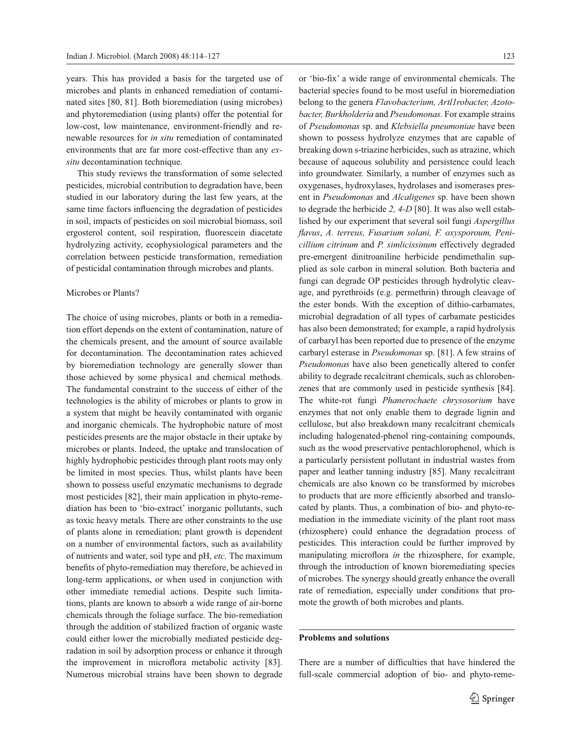years. This has provided a basis for the targeted use of microbes and plants in enhanced remediation of contaminated sites [80, 81]. Both bioremediation (using microbes) and phytoremediation (using plants) offer the potential for low-cost, low maintenance, environment-friendly and renewable resources for *in situ* remediation of contaminated environments that are far more cost-effective than any *ex-situ* decontamination technique.

This study reviews the transformation of some selected pesticides, microbial contribution to degradation have, been studied in our laboratory during the last few years, at the same time factors influencing the degradation of pesticides in soil, impacts of pesticides on soil microbial biomass, soil ergosterol content, soil respiration, fluorescein diacetate hydrolyzing activity, ecophysiological parameters and the correlation between pesticide transformation, remediation of pesticidal contamination through microbes and plants.

## Microbes or Plants?

The choice of using microbes, plants or both in a remediation effort depends on the extent of contamination, nature of the chemicals present, and the amount of source available for decontamination. The decontamination rates achieved by bioremediation technology are generally slower than those achieved by some physica1 and chemical methods. The fundamental constraint to the success of either of the technologies is the ability of microbes or plants to grow in a system that might be heavily contaminated with organic and inorganic chemicals. The hydrophobic nature of most pesticides presents are the major obstacle in their uptake by microbes or plants. Indeed, the uptake and translocation of highly hydrophobic pesticides through plant roots may only be limited in most species. Thus, whilst plants have been shown to possess useful enzymatic mechanisms to degrade most pesticides [82], their main application in phyto-remediation has been to 'bio-extract' inorganic pollutants, such as toxic heavy metals. There are other constraints to the use of plants alone in remediation; plant growth is dependent on a number of environmental factors, such as availability of nutrients and water, soil type and pH, *etc.* The maximum benefits of phyto-remediation may therefore, be achieved in long-term applications, or when used in conjunction with other immediate remedial actions. Despite such limitations, plants are known to absorb a wide range of air-borne chemicals through the foliage surface. The bio-remediation through the addition of stabilized fraction of organic waste could either lower the microbially mediated pesticide degradation in soil by adsorption process or enhance it through the improvement in microflora metabolic activity [83]. Numerous microbial strains have been shown to degrade or 'bio-fix' a wide range of environmental chemicals. The bacterial species found to be most useful in bioremediation belong to the genera *Flavobacterium, Artl1robacter, Azotobacter, Burkholderia* and *Pseudomonas.* For example strains of *Pseudomonas* sp. and *Klebsiella pneumoniae* have been shown to possess hydrolyze enzymes that are capable of breaking down s-triazine herbicides, such as atrazine, which because of aqueous solubility and persistence could leach into groundwater. Similarly, a number of enzymes such as oxygenases, hydroxylases, hydrolases and isomerases present in *Pseudomonas* and *Alcaligenes* sp. have been shown to degrade the herbicide *2, 4-D* [80]. It was also well established by our experiment that several soil fungi *Aspergillus flavus*, *A. terreus, Fusarium solani, F. oxysporoum, Penicillium citrinum* and *P. simlicissinum* effectively degraded pre-emergent dinitroaniline herbicide pendimethalin supplied as sole carbon in mineral solution. Both bacteria and fungi can degrade OP pesticides through hydrolytic cleavage, and pyrethroids (e.g. permethrin) through cleavage of the ester bonds. With the exception of dithio-carbamates, microbial degradation of all types of carbamate pesticides has also been demonstrated; for example, a rapid hydrolysis of carbaryl has been reported due to presence of the enzyme carbaryl esterase in *Pseudomonas* sp. [81]. A few strains of *Pseudomonas* have also been genetically altered to confer ability to degrade recalcitrant chemicals, such as chlorobenzenes that are commonly used in pesticide synthesis [84]. The white-rot fungi *Phanerochaete chrysosorium* have enzymes that not only enable them to degrade lignin and cellulose, but also breakdown many recalcitrant chemicals including halogenated-phenol ring-containing compounds, such as the wood preservative pentachlorophenol, which is a particularly persistent pollutant in industrial wastes from paper and leather tanning industry [85]. Many recalcitrant chemicals are also known co be transformed by microbes to products that are more efficiently absorbed and translocated by plants. Thus, a combination of bio- and phyto-remediation in the immediate vicinity of the plant root mass (rhizosphere) could enhance the degradation process of pesticides. This interaction could be further improved by manipulating microflora *in* the rhizosphere, for example, through the introduction of known bioremediating species of microbes. The synergy should greatly enhance the overall rate of remediation, especially under conditions that promote the growth of both microbes and plants.

## Problems and solutions

There are a number of difficulties that have hindered the full-scale commercial adoption of bio- and phyto-reme-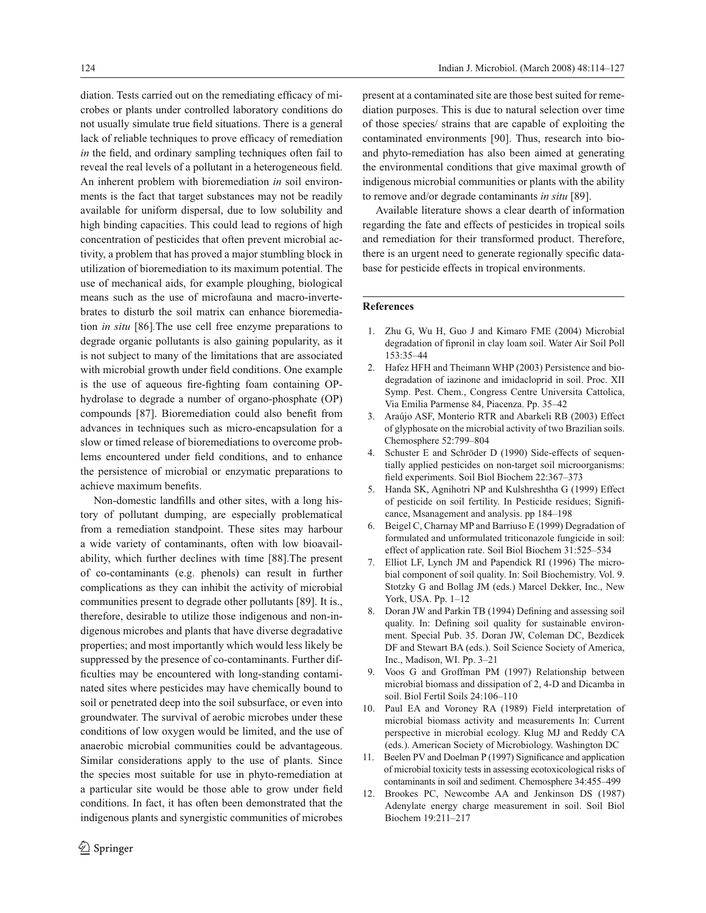diation. Tests carried out on the remediating efficacy of microbes or plants under controlled laboratory conditions do not usually simulate true field situations. There is a general lack of reliable techniques to prove efficacy of remediation *in* the field, and ordinary sampling techniques often fail to reveal the real levels of a pollutant in a heterogeneous field. An inherent problem with bioremediation *in* soil environments is the fact that target substances may not be readily available for uniform dispersal, due to low solubility and high binding capacities. This could lead to regions of high concentration of pesticides that often prevent microbial activity, a problem that has proved a major stumbling block in utilization of bioremediation to its maximum potential. The use of mechanical aids, for example ploughing, biological means such as the use of microfauna and macro-invertebrates to disturb the soil matrix can enhance bioremediation *in situ* [86].The use cell free enzyme preparations to degrade organic pollutants is also gaining popularity, as it is not subject to many of the limitations that are associated with microbial growth under field conditions. One example is the use of aqueous fire-fighting foam containing OP-hydrolase to degrade a number of organo-phosphate (OP) compounds [87]. Bioremediation could also benefit from advances in techniques such as micro-encapsulation for a slow or timed release of bioremediations to overcome problems encountered under field conditions, and to enhance the persistence of microbial or enzymatic preparations to achieve maximum benefits.

Non-domestic landfills and other sites, with a long history of pollutant dumping, are especially problematical from a remediation standpoint. These sites may harbour a wide variety of contaminants, often with low bioavailability, which further declines with time [88].The present of co-contaminants (e.g. phenols) can result in further complications as they can inhibit the activity of microbial communities present to degrade other pollutants [89]. It is., therefore, desirable to utilize those indigenous and non-indigenous microbes and plants that have diverse degradative properties; and most importantly which would less likely be suppressed by the presence of co-contaminants. Further difficulties may be encountered with long-standing contaminated sites where pesticides may have chemically bound to soil or penetrated deep into the soil subsurface, or even into groundwater. The survival of aerobic microbes under these conditions of low oxygen would be limited, and the use of anaerobic microbial communities could be advantageous. Similar considerations apply to the use of plants. Since the species most suitable for use in phyto-remediation at a particular site would be those able to grow under field conditions. In fact, it has often been demonstrated that the indigenous plants and synergistic communities of microbes present at a contaminated site are those best suited for remediation purposes. This is due to natural selection over time of those species/ strains that are capable of exploiting the contaminated environments [90]. Thus, research into bio- and phyto-remediation has also been aimed at generating the environmental conditions that give maximal growth of indigenous microbial communities or plants with the ability to remove and/or degrade contaminants *in situ* [89].

Available literature shows a clear dearth of information regarding the fate and effects of pesticides in tropical soils and remediation for their transformed product. Therefore, there is an urgent need to generate regionally specific database for pesticide effects in tropical environments.

## References

1. Zhu G, Wu H, Guo J and Kimaro FME (2004) Microbial degradation of fipronil in clay loam soil. Water Air Soil Poll 153:35–44
2. Hafez HFH and Theimann WHP (2003) Persistence and biodegradation of iazinone and imidacloprid in soil. Proc. XII Symp. Pest. Chem., Congress Centre Universita Cattolica, Via Emilia Parmense 84, Piacenza. Pp. 35–42
3. Araújo ASF, Monterio RTR and Abarkeli RB (2003) Effect of glyphosate on the microbial activity of two Brazilian soils. Chemosphere 52:799–804
4. Schuster E and Schröder D (1990) Side-effects of sequentially applied pesticides on non-target soil microorganisms: field experiments. Soil Biol Biochem 22:367–373
5. Handa SK, Agnihotri NP and Kulshreshtha G (1999) Effect of pesticide on soil fertility. In Pesticide residues; Significance, Msanagement and analysis. pp 184–198
6. Beigel C, Charnay MP and Barriuso E (1999) Degradation of formulated and unformulated triticonazole fungicide in soil: effect of application rate. Soil Biol Biochem 31:525–534
7. Elliot LF, Lynch JM and Papendick RI (1996) The microbial component of soil quality. In: Soil Biochemistry. Vol. 9. Stotzky G and Bollag JM (eds.) Marcel Dekker, Inc., New York, USA. Pp. 1–12
8. Doran JW and Parkin TB (1994) Defining and assessing soil quality. In: Defining soil quality for sustainable environment. Special Pub. 35. Doran JW, Coleman DC, Bezdicek DF and Stewart BA (eds.). Soil Science Society of America, Inc., Madison, WI. Pp. 3–21
9. Voos G and Groffman PM (1997) Relationship between microbial biomass and dissipation of 2, 4-D and Dicamba in soil. Biol Fertil Soils 24:106–110
10. Paul EA and Voroney RA (1989) Field interpretation of microbial biomass activity and measurements In: Current perspective in microbial ecology. Klug MJ and Reddy CA (eds.). American Society of Microbiology. Washington DC
11. Beelen PV and Doelman P (1997) Significance and application of microbial toxicity tests in assessing ecotoxicological risks of contaminants in soil and sediment. Chemosphere 34:455–499
12. Brookes PC, Newcombe AA and Jenkinson DS (1987) Adenylate energy charge measurement in soil. Soil Biol Biochem 19:211–217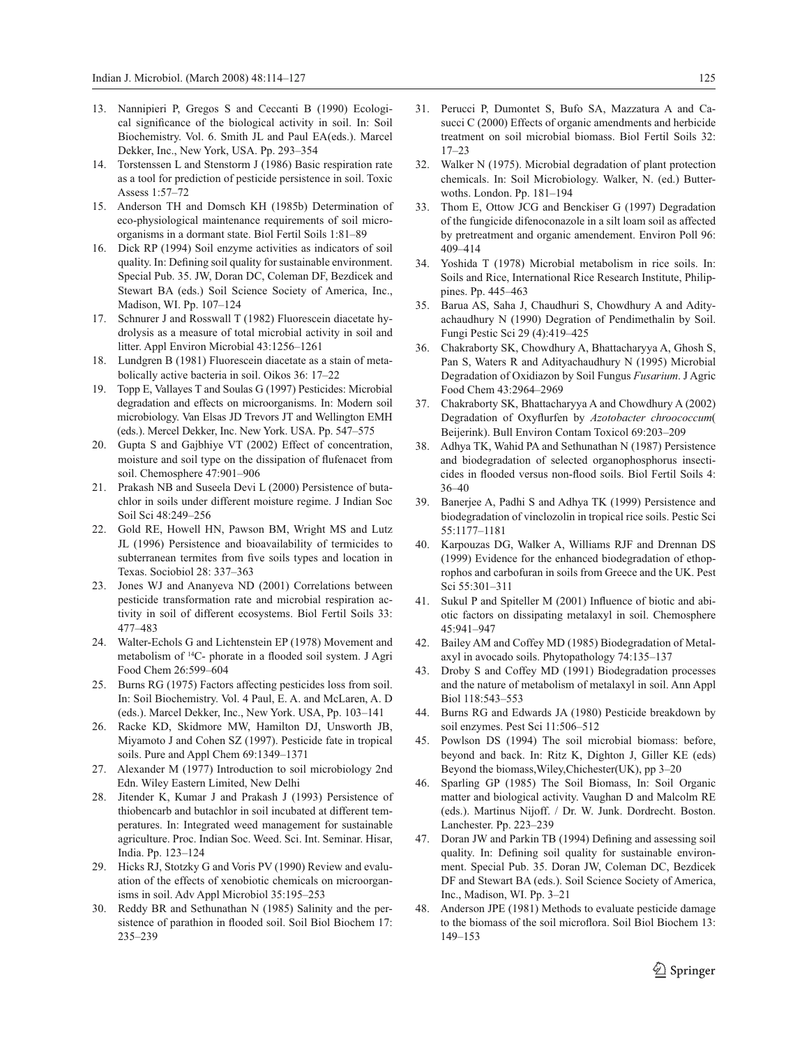13. Nannipieri P, Gregos S and Ceccanti B (1990) Ecological significance of the biological activity in soil. In: Soil Biochemistry. Vol. 6. Smith JL and Paul EA(eds.). Marcel Dekker, Inc., New York, USA. Pp. 293–354
14. Torstenssen L and Stenstorm J (1986) Basic respiration rate as a tool for prediction of pesticide persistence in soil. Toxic Assess 1:57–72
15. Anderson TH and Domsch KH (1985b) Determination of eco-physiological maintenance requirements of soil microorganisms in a dormant state. Biol Fertil Soils 1:81–89
16. Dick RP (1994) Soil enzyme activities as indicators of soil quality. In: Defining soil quality for sustainable environment. Special Pub. 35. JW, Doran DC, Coleman DF, Bezdicek and Stewart BA (eds.) Soil Science Society of America, Inc., Madison, WI. Pp. 107–124
17. Schnurer J and Rosswall T (1982) Fluorescein diacetate hydrolysis as a measure of total microbial activity in soil and litter. Appl Environ Microbial 43:1256–1261
18. Lundgren B (1981) Fluorescein diacetate as a stain of metabolically active bacteria in soil. Oikos 36: 17–22
19. Topp E, Vallayes T and Soulas G (1997) Pesticides: Microbial degradation and effects on microorganisms. In: Modern soil microbiology. Van Elsas JD Trevors JT and Wellington EMH (eds.). Mercel Dekker, Inc. New York. USA. Pp. 547–575
20. Gupta S and Gajbhiye VT (2002) Effect of concentration, moisture and soil type on the dissipation of flufenacet from soil. Chemosphere 47:901–906
21. Prakash NB and Suseela Devi L (2000) Persistence of butachlor in soils under different moisture regime. J Indian Soc Soil Sci 48:249–256
22. Gold RE, Howell HN, Pawson BM, Wright MS and Lutz JL (1996) Persistence and bioavailability of termicides to subterranean termites from five soils types and location in Texas. Sociobiol 28: 337–363
23. Jones WJ and Ananyeva ND (2001) Correlations between pesticide transformation rate and microbial respiration activity in soil of different ecosystems. Biol Fertil Soils 33: 477–483
24. Walter-Echols G and Lichtenstein EP (1978) Movement and metabolism of [14]C- phorate in a flooded soil system. J Agri Food Chem 26:599–604
25. Burns RG (1975) Factors affecting pesticides loss from soil. In: Soil Biochemistry. Vol. 4 Paul, E. A. and McLaren, A. D (eds.). Marcel Dekker, Inc., New York. USA, Pp. 103–141
26. Racke KD, Skidmore MW, Hamilton DJ, Unsworth JB, Miyamoto J and Cohen SZ (1997). Pesticide fate in tropical soils. Pure and Appl Chem 69:1349–1371
27. Alexander M (1977) Introduction to soil microbiology 2nd Edn. Wiley Eastern Limited, New Delhi
28. Jitender K, Kumar J and Prakash J (1993) Persistence of thiobencarb and butachlor in soil incubated at different temperatures. In: Integrated weed management for sustainable agriculture. Proc. Indian Soc. Weed. Sci. Int. Seminar. Hisar, India. Pp. 123–124
29. Hicks RJ, Stotzky G and Voris PV (1990) Review and evaluation of the effects of xenobiotic chemicals on microorganisms in soil. Adv Appl Microbiol 35:195–253
30. Reddy BR and Sethunathan N (1985) Salinity and the persistence of parathion in flooded soil. Soil Biol Biochem 17: 235–239
31. Perucci P, Dumontet S, Bufo SA, Mazzatura A and Casucci C (2000) Effects of organic amendments and herbicide treatment on soil microbial biomass. Biol Fertil Soils 32: 17–23
32. Walker N (1975). Microbial degradation of plant protection chemicals. In: Soil Microbiology. Walker, N. (ed.) Butterwoths. London. Pp. 181–194
33. Thom E, Ottow JCG and Benckiser G (1997) Degradation of the fungicide difenoconazole in a silt loam soil as affected by pretreatment and organic amendement. Environ Poll 96: 409–414
34. Yoshida T (1978) Microbial metabolism in rice soils. In: Soils and Rice, International Rice Research Institute, Philippines. Pp. 445–463
35. Barua AS, Saha J, Chaudhuri S, Chowdhury A and Adityachaudhury N (1990) Degration of Pendimethalin by Soil. Fungi Pestic Sci 29 (4):419–425
36. Chakraborty SK, Chowdhury A, Bhattacharyya A, Ghosh S, Pan S, Waters R and Adityachaudhury N (1995) Microbial Degradation of Oxidiazon by Soil Fungus *Fusarium*. J Agric Food Chem 43:2964–2969
37. Chakraborty SK, Bhattacharyya A and Chowdhury A (2002) Degradation of Oxyflurfen by *Azotobacter chroococcum*( Beijerink). Bull Environ Contam Toxicol 69:203–209
38. Adhya TK, Wahid PA and Sethunathan N (1987) Persistence and biodegradation of selected organophosphorus insecticides in flooded versus non-flood soils. Biol Fertil Soils 4: 36–40
39. Banerjee A, Padhi S and Adhya TK (1999) Persistence and biodegradation of vinclozolin in tropical rice soils. Pestic Sci 55:1177–1181
40. Karpouzas DG, Walker A, Williams RJF and Drennan DS (1999) Evidence for the enhanced biodegradation of ethoprophos and carbofuran in soils from Greece and the UK. Pest Sci 55:301–311
41. Sukul P and Spiteller M (2001) Influence of biotic and abiotic factors on dissipating metalaxyl in soil. Chemosphere 45:941–947
42. Bailey AM and Coffey MD (1985) Biodegradation of Metalaxyl in avocado soils. Phytopathology 74:135–137
43. Droby S and Coffey MD (1991) Biodegradation processes and the nature of metabolism of metalaxyl in soil. Ann Appl Biol 118:543–553
44. Burns RG and Edwards JA (1980) Pesticide breakdown by soil enzymes. Pest Sci 11:506–512
45. Powlson DS (1994) The soil microbial biomass: before, beyond and back. In: Ritz K, Dighton J, Giller KE (eds) Beyond the biomass,Wiley,Chichester(UK), pp 3–20
46. Sparling GP (1985) The Soil Biomass, In: Soil Organic matter and biological activity. Vaughan D and Malcolm RE (eds.). Martinus Nijoff. / Dr. W. Junk. Dordrecht. Boston. Lanchester. Pp. 223–239
47. Doran JW and Parkin TB (1994) Defining and assessing soil quality. In: Defining soil quality for sustainable environment. Special Pub. 35. Doran JW, Coleman DC, Bezdicek DF and Stewart BA (eds.). Soil Science Society of America, Inc., Madison, WI. Pp. 3–21
48. Anderson JPE (1981) Methods to evaluate pesticide damage to the biomass of the soil microflora. Soil Biol Biochem 13: 149–153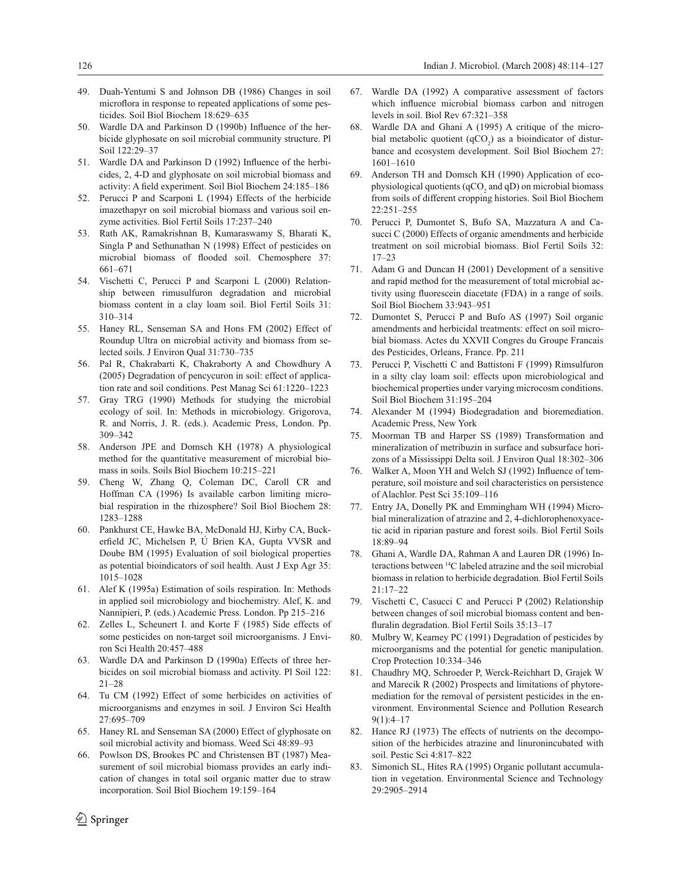49. Duah-Yentumi S and Johnson DB (1986) Changes in soil microflora in response to repeated applications of some pesticides. Soil Biol Biochem 18:629–635
50. Wardle DA and Parkinson D (1990b) Influence of the herbicide glyphosate on soil microbial community structure. Pl Soil 122:29–37
51. Wardle DA and Parkinson D (1992) Influence of the herbicides, 2, 4-D and glyphosate on soil microbial biomass and activity: A field experiment. Soil Biol Biochem 24:185–186
52. Perucci P and Scarponi L (1994) Effects of the herbicide imazethapyr on soil microbial biomass and various soil enzyme activities. Biol Fertil Soils 17:237–240
53. Rath AK, Ramakrishnan B, Kumaraswamy S, Bharati K, Singla P and Sethunathan N (1998) Effect of pesticides on microbial biomass of flooded soil. Chemosphere 37: 661–671
54. Vischetti C, Perucci P and Scarponi L (2000) Relationship between rimsulfuron degradation and microbial biomass content in a clay loam soil. Biol Fertil Soils 31: 310–314
55. Haney RL, Senseman SA and Hons FM (2002) Effect of Roundup Ultra on microbial activity and biomass from selected soils. J Environ Qual 31:730–735
56. Pal R, Chakrabarti K, Chakraborty A and Chowdhury A (2005) Degradation of pencycuron in soil: effect of application rate and soil conditions. Pest Manag Sci 61:1220–1223
57. Gray TRG (1990) Methods for studying the microbial ecology of soil. In: Methods in microbiology. Grigorova, R. and Norris, J. R. (eds.). Academic Press, London. Pp. 309–342
58. Anderson JPE and Domsch KH (1978) A physiological method for the quantitative measurement of microbial biomass in soils. Soils Biol Biochem 10:215–221
59. Cheng W, Zhang Q, Coleman DC, Caroll CR and Hoffman CA (1996) Is available carbon limiting microbial respiration in the rhizosphere? Soil Biol Biochem 28: 1283–1288
60. Pankhurst CE, Hawke BA, McDonald HJ, Kirby CA, Buckerfield JC, Michelsen P, Ú Brien KA, Gupta VVSR and Doube BM (1995) Evaluation of soil biological properties as potential bioindicators of soil health. Aust J Exp Agr 35: 1015–1028
61. Alef K (1995a) Estimation of soils respiration. In: Methods in applied soil microbiology and biochemistry. Alef, K. and Nannipieri, P. (eds.) Academic Press. London. Pp 215–216
62. Zelles L, Scheunert I. and Korte F (1985) Side effects of some pesticides on non-target soil microorganisms. J Environ Sci Health 20:457–488
63. Wardle DA and Parkinson D (1990a) Effects of three herbicides on soil microbial biomass and activity. Pl Soil 122: 21–28
64. Tu CM (1992) Effect of some herbicides on activities of microorganisms and enzymes in soil. J Environ Sci Health 27:695–709
65. Haney RL and Senseman SA (2000) Effect of glyphosate on soil microbial activity and biomass. Weed Sci 48:89–93
66. Powlson DS, Brookes PC and Christensen BT (1987) Measurement of soil microbial biomass provides an early indication of changes in total soil organic matter due to straw incorporation. Soil Biol Biochem 19:159–164
67. Wardle DA (1992) A comparative assessment of factors which influence microbial biomass carbon and nitrogen levels in soil. Biol Rev 67:321–358
68. Wardle DA and Ghani A (1995) A critique of the microbial metabolic quotient ($qCO_2$) as a bioindicator of disturbance and ecosystem development. Soil Biol Biochem 27: 1601–1610
69. Anderson TH and Domsch KH (1990) Application of ecophysiological quotients ($qCO_2$ and qD) on microbial biomass from soils of different cropping histories. Soil Biol Biochem 22:251–255
70. Perucci P, Dumontet S, Bufo SA, Mazzatura A and Casucci C (2000) Effects of organic amendments and herbicide treatment on soil microbial biomass. Biol Fertil Soils 32: 17–23
71. Adam G and Duncan H (2001) Development of a sensitive and rapid method for the measurement of total microbial activity using fluorescein diacetate (FDA) in a range of soils. Soil Biol Biochem 33:943–951
72. Dumontet S, Perucci P and Bufo AS (1997) Soil organic amendments and herbicidal treatments: effect on soil microbial biomass. Actes du XXVII Congres du Groupe Francais des Pesticides, Orleans, France. Pp. 211
73. Perucci P, Vischetti C and Battistoni F (1999) Rimsulfuron in a silty clay loam soil: effects upon microbiological and biochemical properties under varying microcosm conditions. Soil Biol Biochem 31:195–204
74. Alexander M (1994) Biodegradation and bioremediation. Academic Press, New York
75. Moorman TB and Harper SS (1989) Transformation and mineralization of metribuzin in surface and subsurface horizons of a Mississippi Delta soil. J Environ Qual 18:302–306
76. Walker A, Moon YH and Welch SJ (1992) Influence of temperature, soil moisture and soil characteristics on persistence of Alachlor. Pest Sci 35:109–116
77. Entry JA, Donelly PK and Emmingham WH (1994) Microbial mineralization of atrazine and 2, 4-dichlorophenoxyacetic acid in riparian pasture and forest soils. Biol Fertil Soils 18:89–94
78. Ghani A, Wardle DA, Rahman A and Lauren DR (1996) Interactions between $^{14}C$ labeled atrazine and the soil microbial biomass in relation to herbicide degradation. Biol Fertil Soils 21:17–22
79. Vischetti C, Casucci C and Perucci P (2002) Relationship between changes of soil microbial biomass content and benfluralin degradation. Biol Fertil Soils 35:13–17
80. Mulbry W, Kearney PC (1991) Degradation of pesticides by microorganisms and the potential for genetic manipulation. Crop Protection 10:334–346
81. Chaudhry MQ, Schroeder P, Werck-Reichhart D, Grajek W and Marecik R (2002) Prospects and limitations of phytoremediation for the removal of persistent pesticides in the environment. Environmental Science and Pollution Research 9(1):4–17
82. Hance RJ (1973) The effects of nutrients on the decomposition of the herbicides atrazine and linuronincubated with soil. Pestic Sci 4:817–822
83. Simonich SL, Hites RA (1995) Organic pollutant accumulation in vegetation. Environmental Science and Technology 29:2905–2914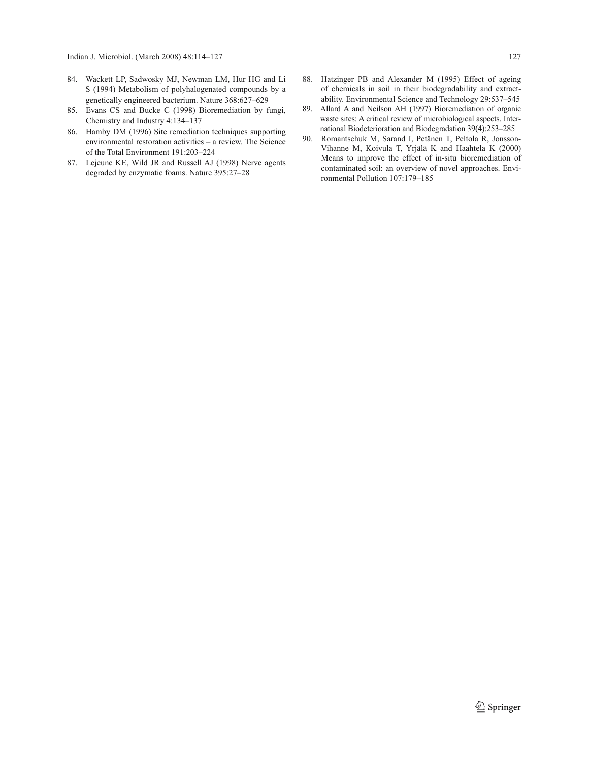84. Wackett LP, Sadwosky MJ, Newman LM, Hur HG and Li S (1994) Metabolism of polyhalogenated compounds by a genetically engineered bacterium. Nature 368:627–629
85. Evans CS and Bucke C (1998) Bioremediation by fungi, Chemistry and Industry 4:134–137
86. Hamby DM (1996) Site remediation techniques supporting environmental restoration activities – a review. The Science of the Total Environment 191:203–224
87. Lejeune KE, Wild JR and Russell AJ (1998) Nerve agents degraded by enzymatic foams. Nature 395:27–28
88. Hatzinger PB and Alexander M (1995) Effect of ageing of chemicals in soil in their biodegradability and extractability. Environmental Science and Technology 29:537–545
89. Allard A and Neilson AH (1997) Bioremediation of organic waste sites: A critical review of microbiological aspects. International Biodeterioration and Biodegradation 39(4):253–285
90. Romantschuk M, Sarand I, Petänen T, Peltola R, Jonsson-Vihanne M, Koivula T, Yrjälä K and Haahtela K (2000) Means to improve the effect of in-situ bioremediation of contaminated soil: an overview of novel approaches. Environmental Pollution 107:179–185